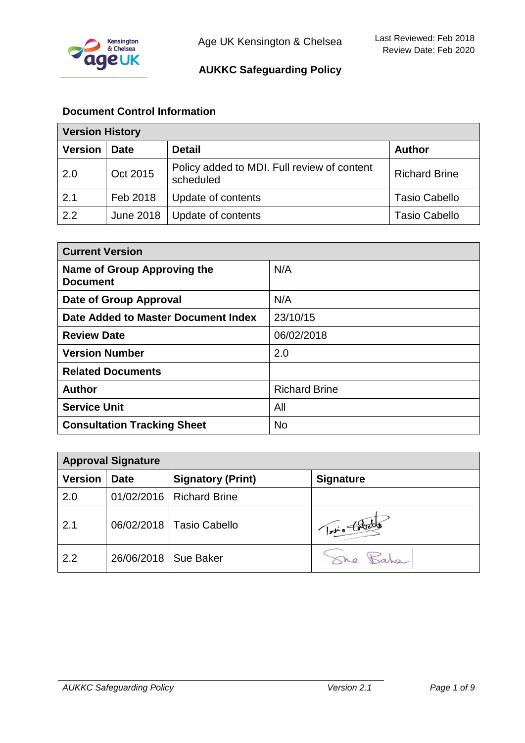Age UK Kensington & Chelsea

Last Reviewed: Feb 2018
Review Date: Feb 2020

# AUKKC Safeguarding Policy

## Document Control Information

| Version History | | | |
|---|---|---|---|
| **Version** | **Date** | **Detail** | **Author** |
| 2.0 | Oct 2015 | Policy added to MDI. Full review of content scheduled | Richard Brine |
| 2.1 | Feb 2018 | Update of contents | Tasio Cabello |
| 2.2 | June 2018 | Update of contents | Tasio Cabello |

| Current Version | |
|---|---|
| **Name of Group Approving the Document** | N/A |
| **Date of Group Approval** | N/A |
| **Date Added to Master Document Index** | 23/10/15 |
| **Review Date** | 06/02/2018 |
| **Version Number** | 2.0 |
| **Related Documents** | |
| **Author** | Richard Brine |
| **Service Unit** | All |
| **Consultation Tracking Sheet** | No |

| Approval Signature | | | |
|---|---|---|---|
| **Version** | **Date** | **Signatory (Print)** | **Signature** |
| 2.0 | 01/02/2016 | Richard Brine | |
| 2.1 | 06/02/2018 | Tasio Cabello | Tasio Cabello |
| 2.2 | 26/06/2018 | Sue Baker | Sue Baker |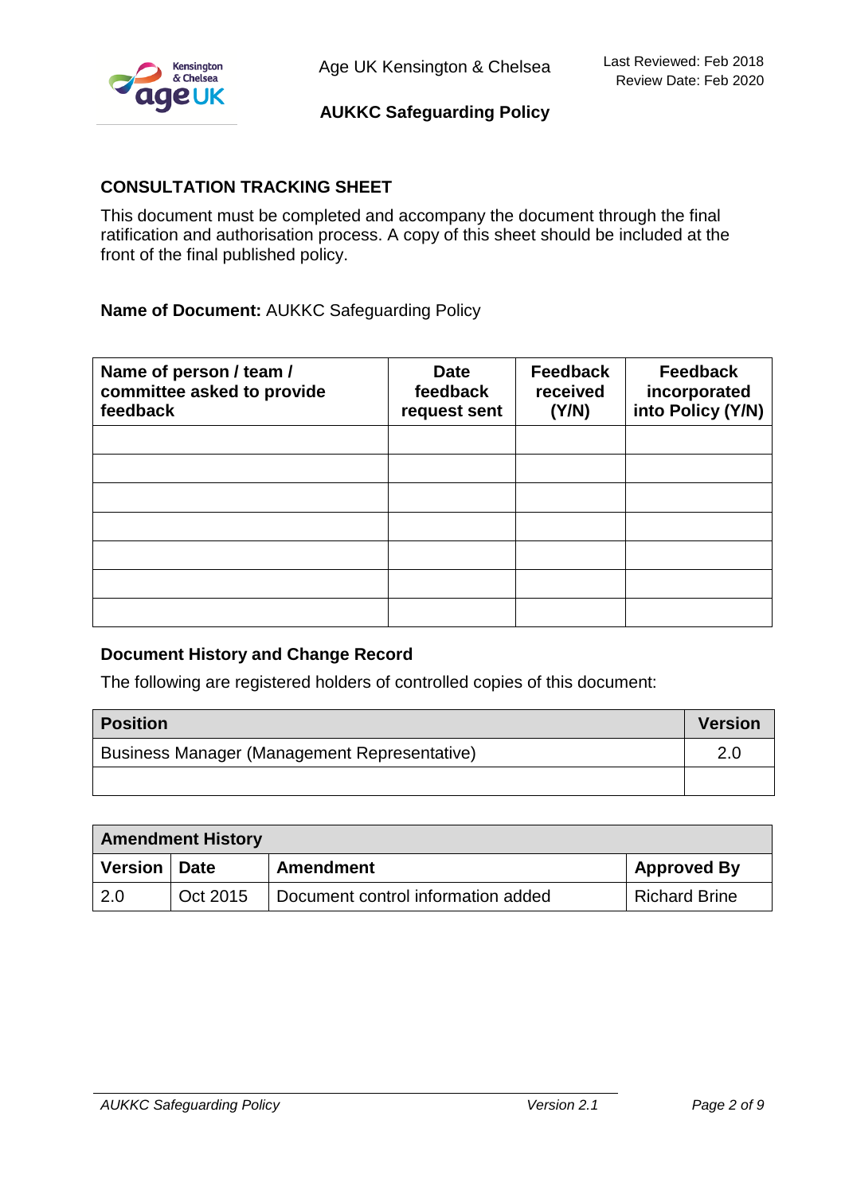## CONSULTATION TRACKING SHEET

This document must be completed and accompany the document through the final ratification and authorisation process. A copy of this sheet should be included at the front of the final published policy.

**Name of Document:** AUKKC Safeguarding Policy

| Name of person / team / committee asked to provide feedback | Date feedback request sent | Feedback received (Y/N) | Feedback incorporated into Policy (Y/N) |
|---|---|---|---|
| | | | |
| | | | |
| | | | |
| | | | |
| | | | |
| | | | |
| | | | |

### Document History and Change Record

The following are registered holders of controlled copies of this document:

| Position | Version |
|---|---|
| Business Manager (Management Representative) | 2.0 |
| | |

| Amendment History | | | |
|---|---|---|---|
| **Version** | **Date** | **Amendment** | **Approved By** |
| 2.0 | Oct 2015 | Document control information added | Richard Brine |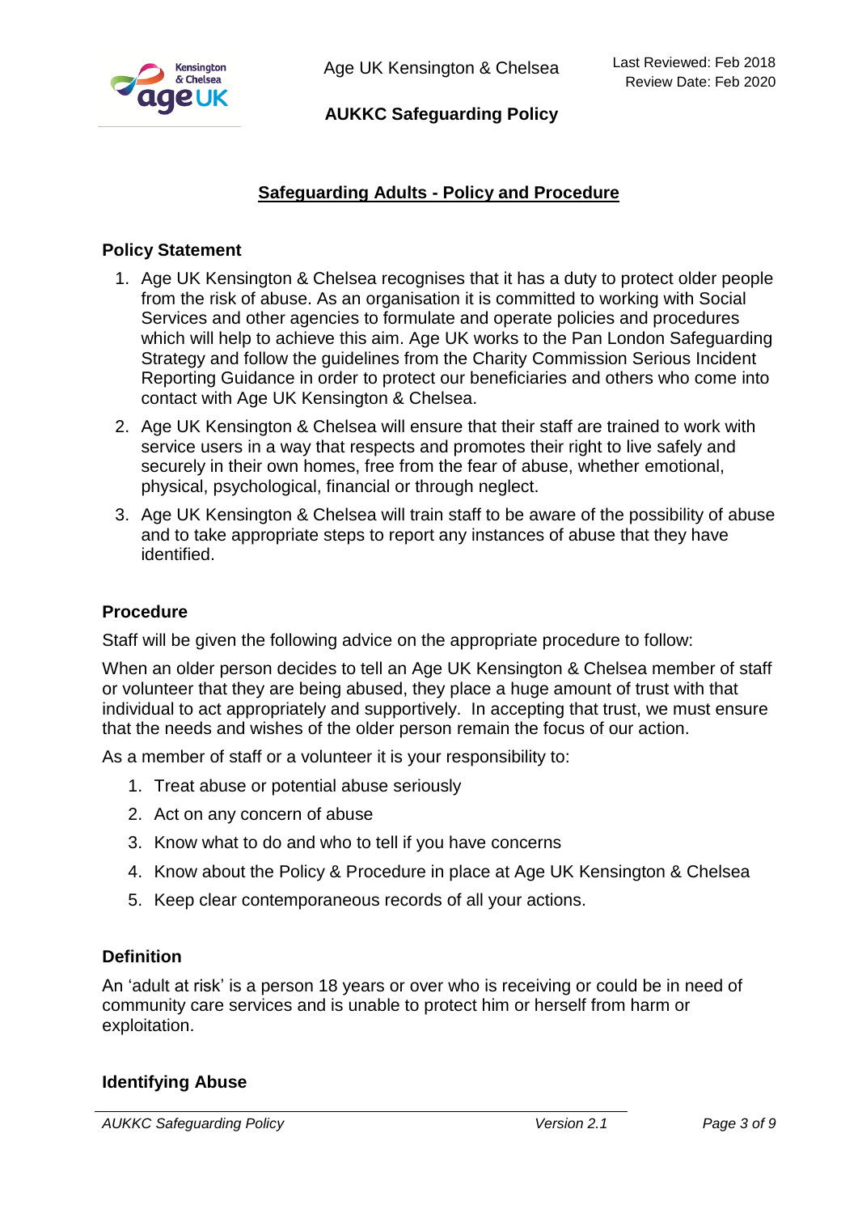## Safeguarding Adults - Policy and Procedure

### Policy Statement

1. Age UK Kensington & Chelsea recognises that it has a duty to protect older people from the risk of abuse. As an organisation it is committed to working with Social Services and other agencies to formulate and operate policies and procedures which will help to achieve this aim. Age UK works to the Pan London Safeguarding Strategy and follow the guidelines from the Charity Commission Serious Incident Reporting Guidance in order to protect our beneficiaries and others who come into contact with Age UK Kensington & Chelsea.
2. Age UK Kensington & Chelsea will ensure that their staff are trained to work with service users in a way that respects and promotes their right to live safely and securely in their own homes, free from the fear of abuse, whether emotional, physical, psychological, financial or through neglect.
3. Age UK Kensington & Chelsea will train staff to be aware of the possibility of abuse and to take appropriate steps to report any instances of abuse that they have identified.

### Procedure

Staff will be given the following advice on the appropriate procedure to follow:

When an older person decides to tell an Age UK Kensington & Chelsea member of staff or volunteer that they are being abused, they place a huge amount of trust with that individual to act appropriately and supportively. In accepting that trust, we must ensure that the needs and wishes of the older person remain the focus of our action.

As a member of staff or a volunteer it is your responsibility to:

1. Treat abuse or potential abuse seriously
2. Act on any concern of abuse
3. Know what to do and who to tell if you have concerns
4. Know about the Policy & Procedure in place at Age UK Kensington & Chelsea
5. Keep clear contemporaneous records of all your actions.

### Definition

An 'adult at risk' is a person 18 years or over who is receiving or could be in need of community care services and is unable to protect him or herself from harm or exploitation.

### Identifying Abuse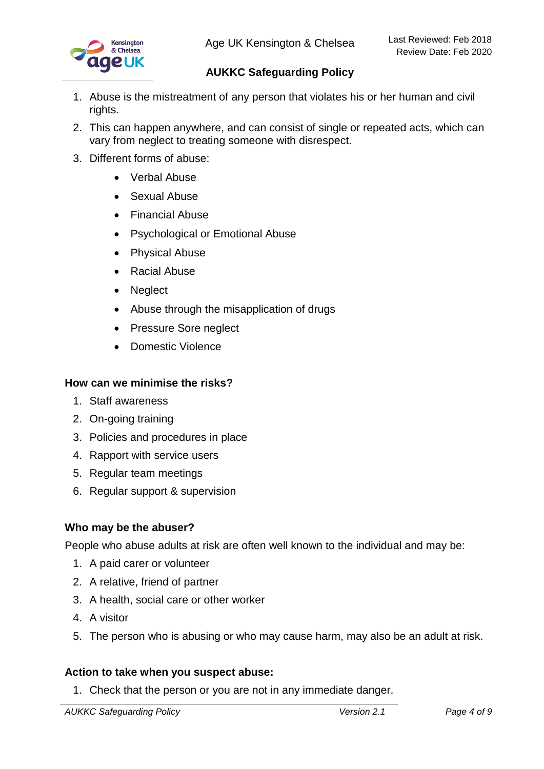1. Abuse is the mistreatment of any person that violates his or her human and civil rights.
2. This can happen anywhere, and can consist of single or repeated acts, which can vary from neglect to treating someone with disrespect.
3. Different forms of abuse:
    - Verbal Abuse
    - Sexual Abuse
    - Financial Abuse
    - Psychological or Emotional Abuse
    - Physical Abuse
    - Racial Abuse
    - Neglect
    - Abuse through the misapplication of drugs
    - Pressure Sore neglect
    - Domestic Violence

**How can we minimise the risks?**

1. Staff awareness
2. On-going training
3. Policies and procedures in place
4. Rapport with service users
5. Regular team meetings
6. Regular support & supervision

**Who may be the abuser?**

People who abuse adults at risk are often well known to the individual and may be:

1. A paid carer or volunteer
2. A relative, friend of partner
3. A health, social care or other worker
4. A visitor
5. The person who is abusing or who may cause harm, may also be an adult at risk.

**Action to take when you suspect abuse:**

1. Check that the person or you are not in any immediate danger.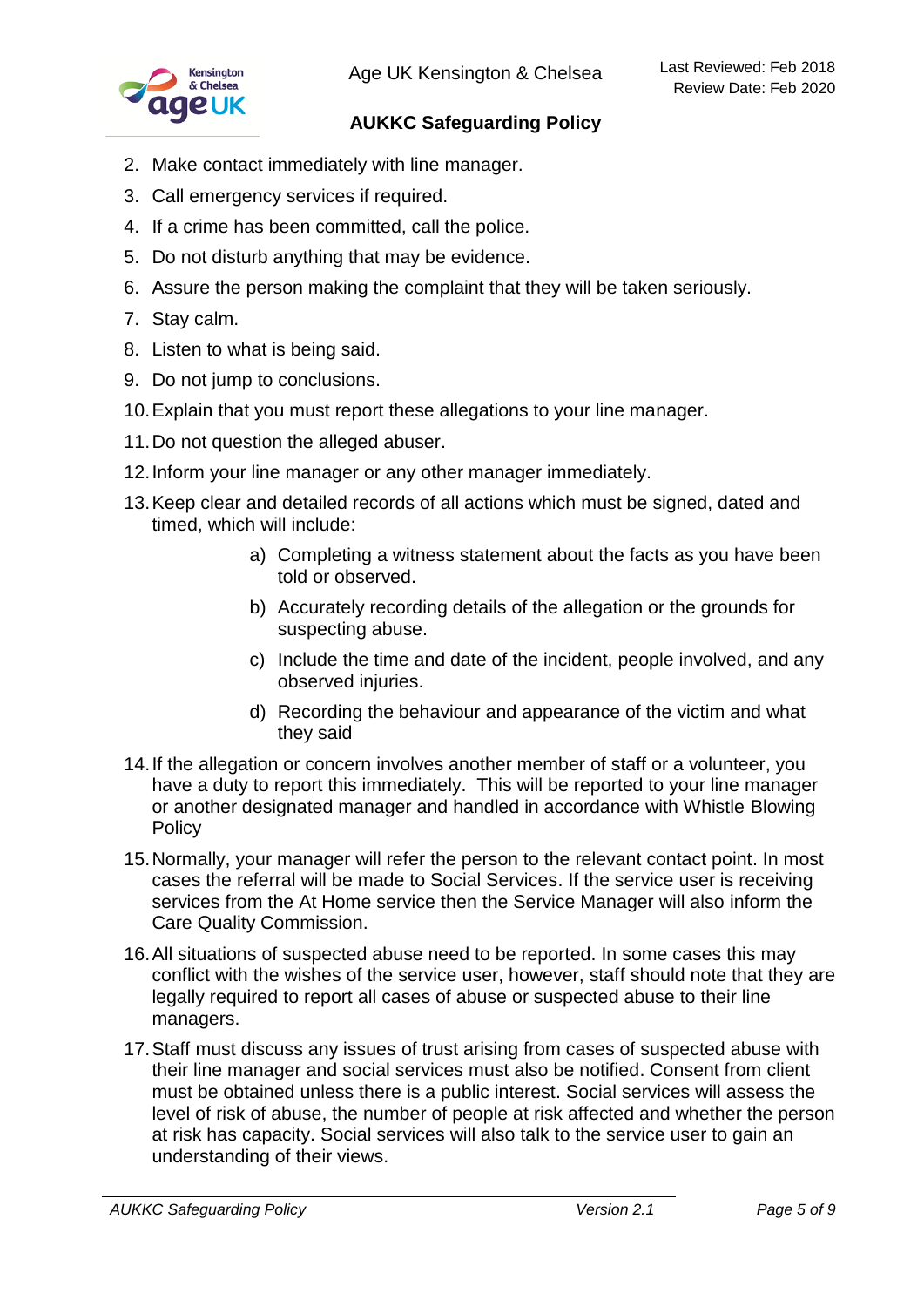2. Make contact immediately with line manager.
3. Call emergency services if required.
4. If a crime has been committed, call the police.
5. Do not disturb anything that may be evidence.
6. Assure the person making the complaint that they will be taken seriously.
7. Stay calm.
8. Listen to what is being said.
9. Do not jump to conclusions.
10. Explain that you must report these allegations to your line manager.
11. Do not question the alleged abuser.
12. Inform your line manager or any other manager immediately.
13. Keep clear and detailed records of all actions which must be signed, dated and timed, which will include:
    a) Completing a witness statement about the facts as you have been told or observed.
    b) Accurately recording details of the allegation or the grounds for suspecting abuse.
    c) Include the time and date of the incident, people involved, and any observed injuries.
    d) Recording the behaviour and appearance of the victim and what they said
14. If the allegation or concern involves another member of staff or a volunteer, you have a duty to report this immediately. This will be reported to your line manager or another designated manager and handled in accordance with Whistle Blowing Policy
15. Normally, your manager will refer the person to the relevant contact point. In most cases the referral will be made to Social Services. If the service user is receiving services from the At Home service then the Service Manager will also inform the Care Quality Commission.
16. All situations of suspected abuse need to be reported. In some cases this may conflict with the wishes of the service user, however, staff should note that they are legally required to report all cases of abuse or suspected abuse to their line managers.
17. Staff must discuss any issues of trust arising from cases of suspected abuse with their line manager and social services must also be notified. Consent from client must be obtained unless there is a public interest. Social services will assess the level of risk of abuse, the number of people at risk affected and whether the person at risk has capacity. Social services will also talk to the service user to gain an understanding of their views.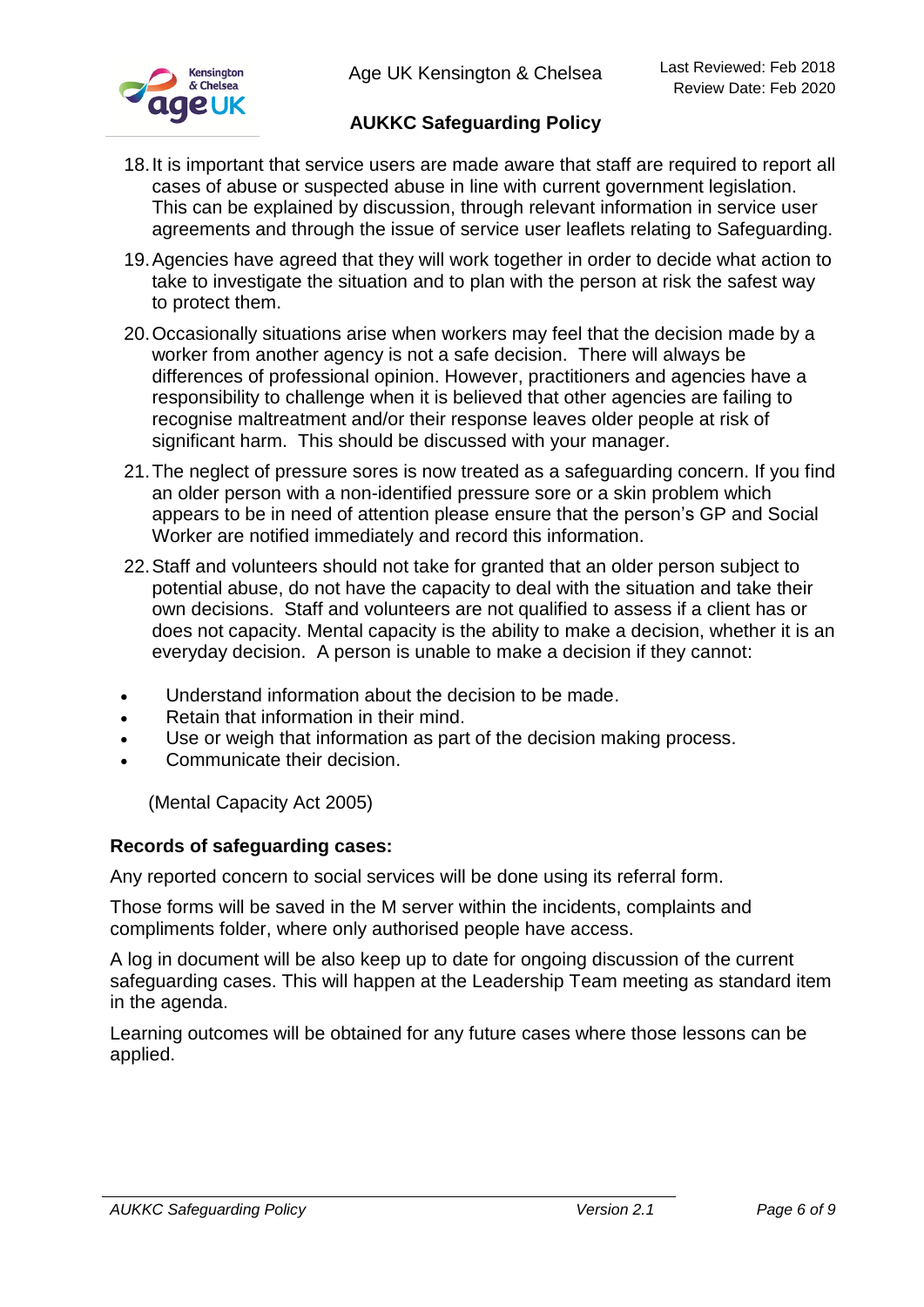18. It is important that service users are made aware that staff are required to report all cases of abuse or suspected abuse in line with current government legislation. This can be explained by discussion, through relevant information in service user agreements and through the issue of service user leaflets relating to Safeguarding.

19. Agencies have agreed that they will work together in order to decide what action to take to investigate the situation and to plan with the person at risk the safest way to protect them.

20. Occasionally situations arise when workers may feel that the decision made by a worker from another agency is not a safe decision. There will always be differences of professional opinion. However, practitioners and agencies have a responsibility to challenge when it is believed that other agencies are failing to recognise maltreatment and/or their response leaves older people at risk of significant harm. This should be discussed with your manager.

21. The neglect of pressure sores is now treated as a safeguarding concern. If you find an older person with a non-identified pressure sore or a skin problem which appears to be in need of attention please ensure that the person's GP and Social Worker are notified immediately and record this information.

22. Staff and volunteers should not take for granted that an older person subject to potential abuse, do not have the capacity to deal with the situation and take their own decisions. Staff and volunteers are not qualified to assess if a client has or does not capacity. Mental capacity is the ability to make a decision, whether it is an everyday decision. A person is unable to make a decision if they cannot:

- Understand information about the decision to be made.
- Retain that information in their mind.
- Use or weigh that information as part of the decision making process.
- Communicate their decision.

(Mental Capacity Act 2005)

**Records of safeguarding cases:**

Any reported concern to social services will be done using its referral form.

Those forms will be saved in the M server within the incidents, complaints and compliments folder, where only authorised people have access.

A log in document will be also keep up to date for ongoing discussion of the current safeguarding cases. This will happen at the Leadership Team meeting as standard item in the agenda.

Learning outcomes will be obtained for any future cases where those lessons can be applied.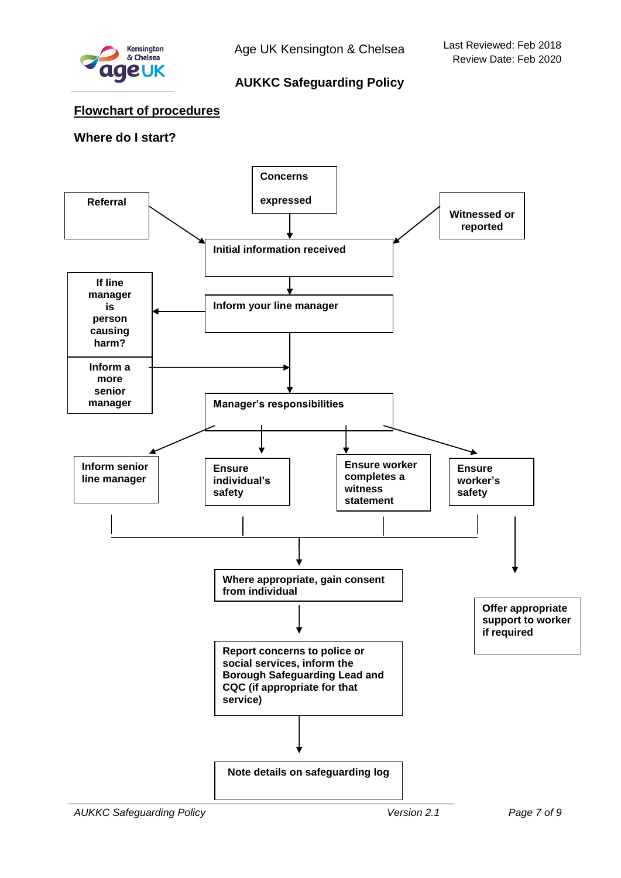## Flowchart of procedures

### Where do I start?

- Referral
- Concerns expressed
- Witnessed or reported

↓

**Initial information received**

↓

**Inform your line manager**

- If line manager is person causing harm? → Inform a more senior manager

↓

**Manager's responsibilities**

- Inform senior line manager
- Ensure individual's safety
- Ensure worker completes a witness statement
- Ensure worker's safety → Offer appropriate support to worker if required

↓

**Where appropriate, gain consent from individual**

↓

**Report concerns to police or social services, inform the Borough Safeguarding Lead and CQC (if appropriate for that service)**

↓

**Note details on safeguarding log**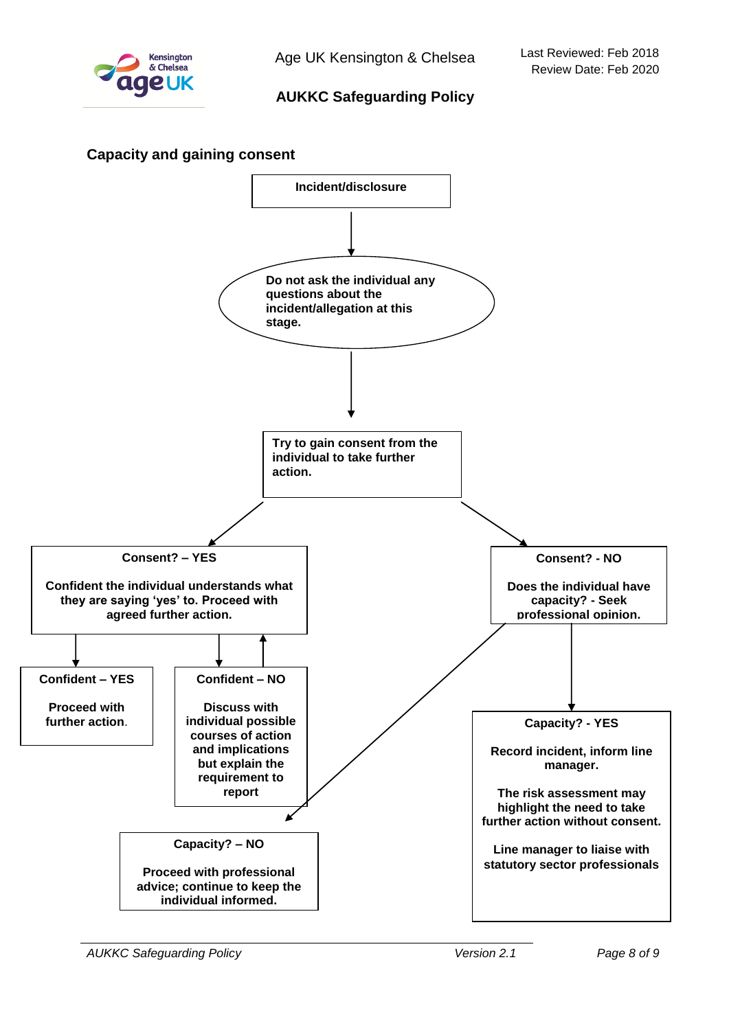## Capacity and gaining consent

**Incident/disclosure**

↓

**Do not ask the individual any questions about the incident/allegation at this stage.**

↓

**Try to gain consent from the individual to take further action.**

**Consent? – YES**

**Confident the individual understands what they are saying 'yes' to. Proceed with agreed further action.**

**Confident – YES**

**Proceed with further action**.

**Confident – NO**

**Discuss with individual possible courses of action and implications but explain the requirement to report**

**Consent? - NO**

**Does the individual have capacity? - Seek professional opinion.**

**Capacity? - YES**

**Record incident, inform line manager.**

**The risk assessment may highlight the need to take further action without consent.**

**Line manager to liaise with statutory sector professionals**

**Capacity? – NO**

**Proceed with professional advice; continue to keep the individual informed.**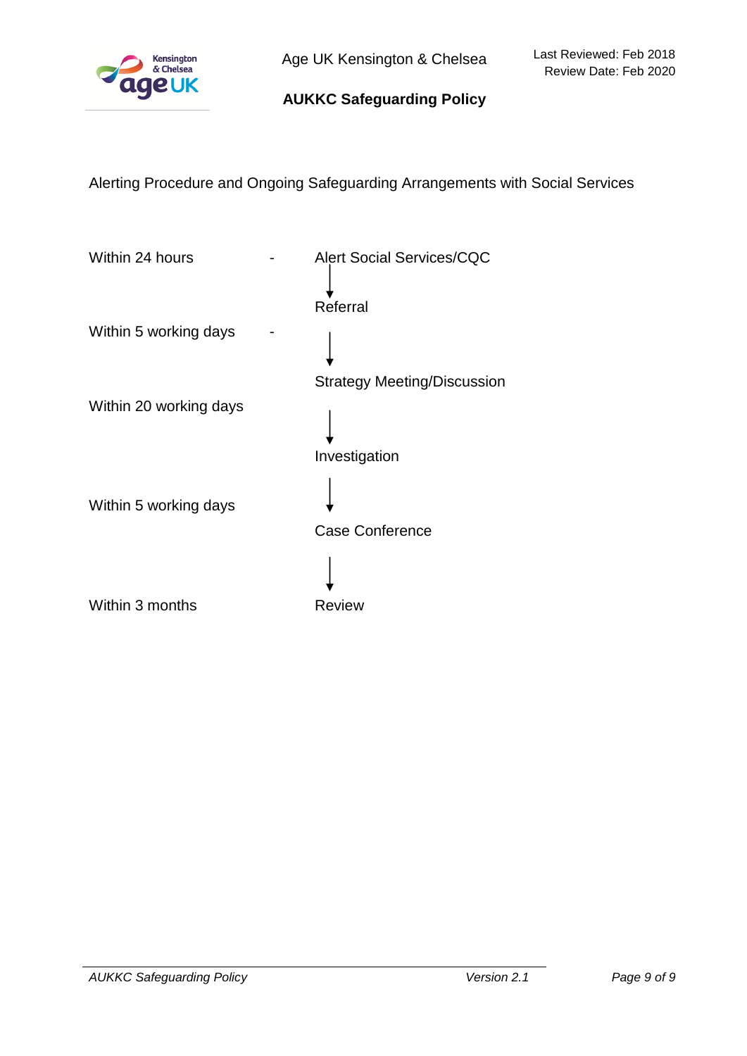Alerting Procedure and Ongoing Safeguarding Arrangements with Social Services

Within 24 hours - Alert Social Services/CQC

↓

Referral

Within 5 working days -

↓

Strategy Meeting/Discussion

Within 20 working days

↓

Investigation

Within 5 working days

↓

Case Conference

↓

Within 3 months Review